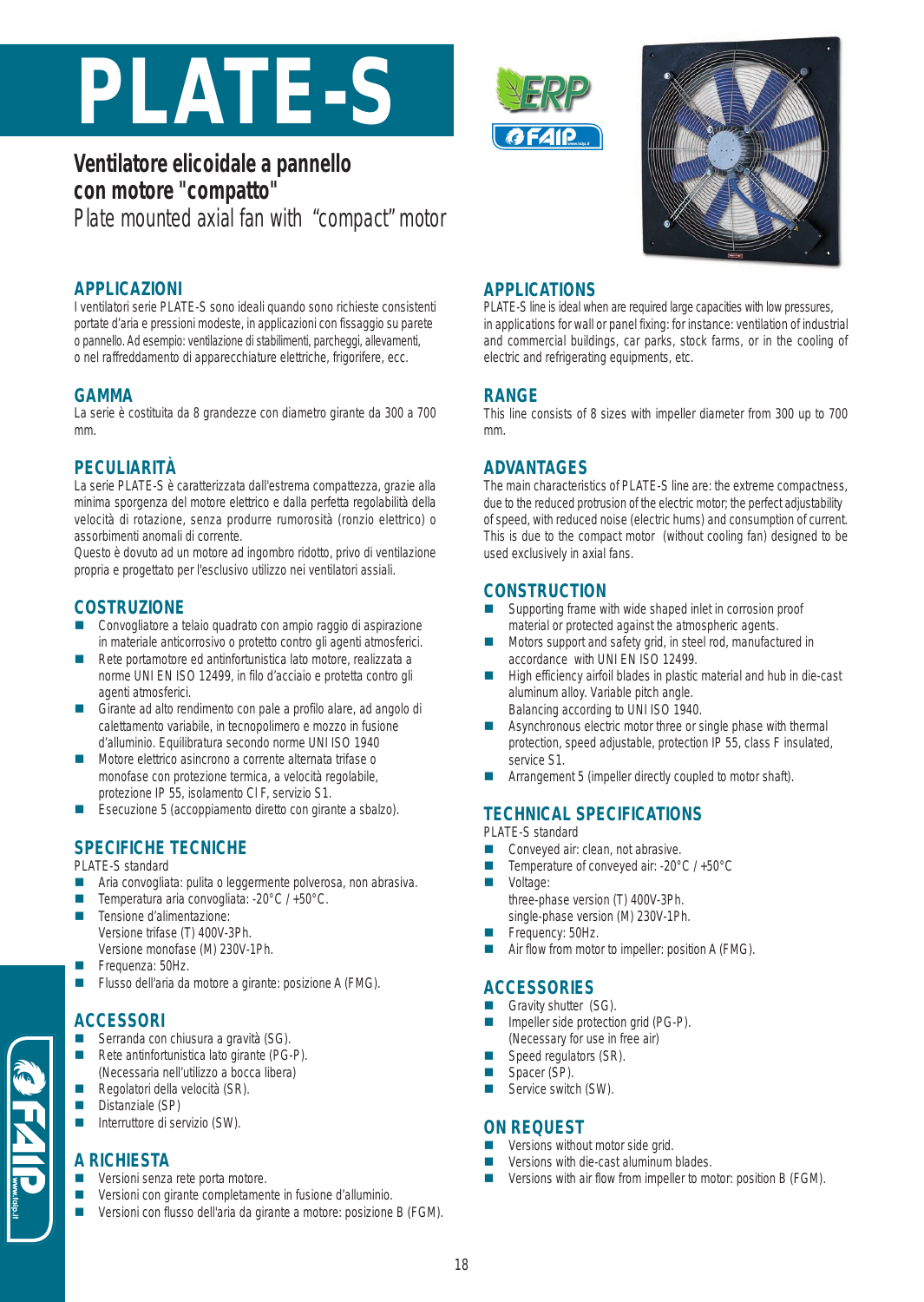# PLATE-S

## Ventilatore elicoidale a pannello con motore "compatto"

*Plate mounted axial fan with "compact" motor*

### APPLICAZIONI

I ventilatori serie PLATE-S sono ideali quando sono richieste consistenti portate d'aria e pressioni modeste, in applicazioni con fissaggio su parete o pannello. Ad esempio: ventilazione di stabilimenti, parcheggi, allevamenti, o nel raffreddamento di apparecchiature elettriche, frigorifere, ecc.

### GAMMA

La serie è costituita da 8 grandezze con diametro girante da 300 a 700 mm.

### PECULIARITÀ

La serie PLATE-S è caratterizzata dall'estrema compattezza, grazie alla minima sporgenza del motore elettrico e dalla perfetta regolabilità della velocità di rotazione, senza produrre rumorosità (ronzio elettrico) o assorbimenti anomali di corrente.

Questo è dovuto ad un motore ad ingombro ridotto, privo di ventilazione propria e progettato per l'esclusivo utilizzo nei ventilatori assiali.

### COSTRUZIONE

- Convogliatore a telaio quadrato con ampio raggio di aspirazione in materiale anticorrosivo o protetto contro gli agenti atmosferici.
- Rete portamotore ed antinfortunistica lato motore, realizzata a norme UNI EN ISO 12499, in filo d'acciaio e protetta contro gli agenti atmosferici.
- Girante ad alto rendimento con pale a profilo alare, ad angolo di calettamento variabile, in tecnopolimero e mozzo in fusione d'alluminio. Equilibratura secondo norme UNI ISO 1940
- Motore elettrico asincrono a corrente alternata trifase o monofase con protezione termica, a velocità regolabile, protezione IP 55, isolamento CI F, servizio S1.
- Esecuzione 5 (accoppiamento diretto con girante a sbalzo).

### SPECIFICHE TECNICHE

PLATE-S standard

- Aria convogliata: pulita o leggermente polverosa, non abrasiva.
- Temperatura aria convogliata: -20°C / +50°C.
- Tensione d'alimentazione:
  Versione trifase (T) 400V-3Ph.
  Versione monofase (M) 230V-1Ph.
- Frequenza: 50Hz.
- Flusso dell'aria da motore a girante: posizione A (FMG).

### ACCESSORI

- Serranda con chiusura a gravità (SG).
- Rete antinfortunistica lato girante (PG-P).
  (Necessaria nell'utilizzo a bocca libera)
- Regolatori della velocità (SR).
- Distanziale (SP)
- Interruttore di servizio (SW).

### A RICHIESTA

- Versioni senza rete porta motore.
- Versioni con girante completamente in fusione d'alluminio.
- Versioni con flusso dell'aria da girante a motore: posizione B (FGM).

### APPLICATIONS

PLATE-S line is ideal when are required large capacities with low pressures, in applications for wall or panel fixing: for instance: ventilation of industrial and commercial buildings, car parks, stock farms, or in the cooling of electric and refrigerating equipments, etc.

### RANGE

This line consists of 8 sizes with impeller diameter from 300 up to 700 mm.

### ADVANTAGES

The main characteristics of PLATE-S line are: the extreme compactness, due to the reduced protrusion of the electric motor; the perfect adjustability of speed, with reduced noise (electric hums) and consumption of current. This is due to the compact motor (without cooling fan) designed to be used exclusively in axial fans.

### CONSTRUCTION

- Supporting frame with wide shaped inlet in corrosion proof material or protected against the atmospheric agents.
- Motors support and safety grid, in steel rod, manufactured in accordance with UNI EN ISO 12499.
- High efficiency airfoil blades in plastic material and hub in die-cast aluminum alloy. Variable pitch angle.
  Balancing according to UNI ISO 1940.
- Asynchronous electric motor three or single phase with thermal protection, speed adjustable, protection IP 55, class F insulated, service S1.
- Arrangement 5 (impeller directly coupled to motor shaft).

### TECHNICAL SPECIFICATIONS

PLATE-S standard

- Conveyed air: clean, not abrasive.
- Temperature of conveyed air: -20°C / +50°C
- Voltage:
  three-phase version (T) 400V-3Ph.
  single-phase version (M) 230V-1Ph.
- Frequency: 50Hz.
- Air flow from motor to impeller: position A (FMG).

### ACCESSORIES

- Gravity shutter (SG).
- Impeller side protection grid (PG-P).
  (Necessary for use in free air)
- Speed regulators (SR).
- Spacer (SP).
- Service switch (SW).

### ON REQUEST

- Versions without motor side grid.
- Versions with die-cast aluminum blades.
- Versions with air flow from impeller to motor: position B (FGM).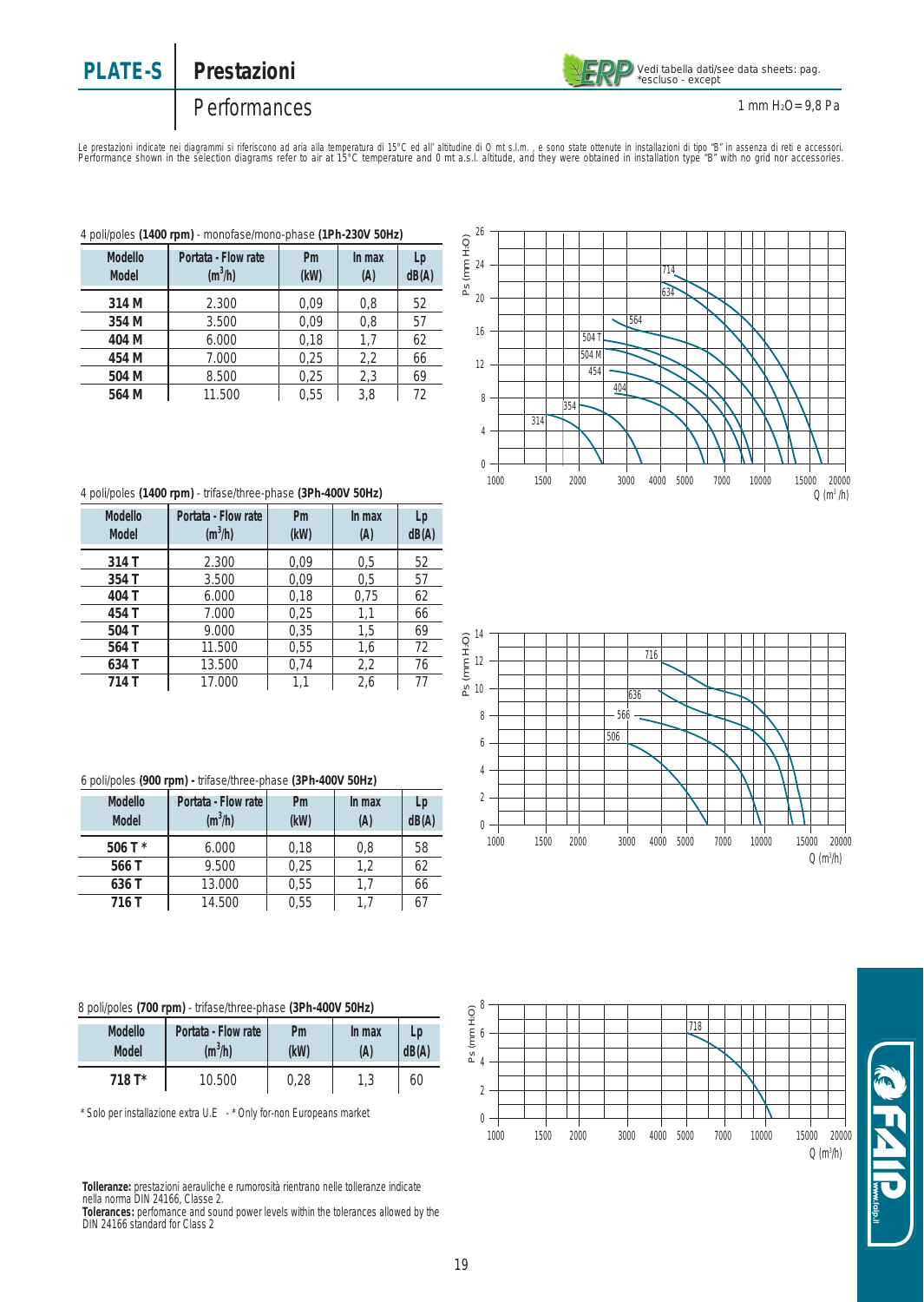# PLATE-S

## Prestazioni

## Performances

Vedi tabella dati/see data sheets: pag.
*escluso - except

1 mm $H_2O$ = 9,8 Pa

Le prestazioni indicate nei diagrammi si riferiscono ad aria alla temperatura di 15°C ed all' altitudine di 0 mt s.l.m. , e sono state ottenute in installazioni di tipo "B" in assenza di reti e accessori.
Performance shown in the selection diagrams refer to air at 15°C temperature and 0 mt a.s.l. altitude, and they were obtained in installation type "B" with no grid nor accessories.

4 poli/poles **(1400 rpm)** - monofase/mono-phase **(1Ph-230V 50Hz)**

| Modello Model | Portata - Flow rate ($m^3$/h) | Pm (kW) | In max (A) | Lp dB(A) |
|---|---|---|---|---|
| **314 M** | 2.300 | 0,09 | 0,8 | 52 |
| **354 M** | 3.500 | 0,09 | 0,8 | 57 |
| **404 M** | 6.000 | 0,18 | 1,7 | 62 |
| **454 M** | 7.000 | 0,25 | 2,2 | 66 |
| **504 M** | 8.500 | 0,25 | 2,3 | 69 |
| **564 M** | 11.500 | 0,55 | 3,8 | 72 |

4 poli/poles **(1400 rpm)** - trifase/three-phase **(3Ph-400V 50Hz)**

| Modello Model | Portata - Flow rate ($m^3$/h) | Pm (kW) | In max (A) | Lp dB(A) |
|---|---|---|---|---|
| **314 T** | 2.300 | 0,09 | 0,5 | 52 |
| **354 T** | 3.500 | 0,09 | 0,5 | 57 |
| **404 T** | 6.000 | 0,18 | 0,75 | 62 |
| **454 T** | 7.000 | 0,25 | 1,1 | 66 |
| **504 T** | 9.000 | 0,35 | 1,5 | 69 |
| **564 T** | 11.500 | 0,55 | 1,6 | 72 |
| **634 T** | 13.500 | 0,74 | 2,2 | 76 |
| **714 T** | 17.000 | 1,1 | 2,6 | 77 |

6 poli/poles **(900 rpm)** - trifase/three-phase **(3Ph-400V 50Hz)**

| Modello Model | Portata - Flow rate ($m^3$/h) | Pm (kW) | In max (A) | Lp dB(A) |
|---|---|---|---|---|
| **506 T *** | 6.000 | 0,18 | 0,8 | 58 |
| **566 T** | 9.500 | 0,25 | 1,2 | 62 |
| **636 T** | 13.000 | 0,55 | 1,7 | 66 |
| **716 T** | 14.500 | 0,55 | 1,7 | 67 |

8 poli/poles **(700 rpm)** - trifase/three-phase **(3Ph-400V 50Hz)**

| Modello Model | Portata - Flow rate ($m^3$/h) | Pm (kW) | In max (A) | Lp dB(A) |
|---|---|---|---|---|
| **718 T*** | 10.500 | 0,28 | 1,3 | 60 |

* Solo per installazione extra U.E - * Only for-non Europeans market

**Tolleranze:** prestazioni aerauliche e rumorosità rientrano nelle tolleranze indicate nella norma DIN 24166, Classe 2.
**Tolerances:** perfomance and sound power levels within the tolerances allowed by the DIN 24166 standard for Class 2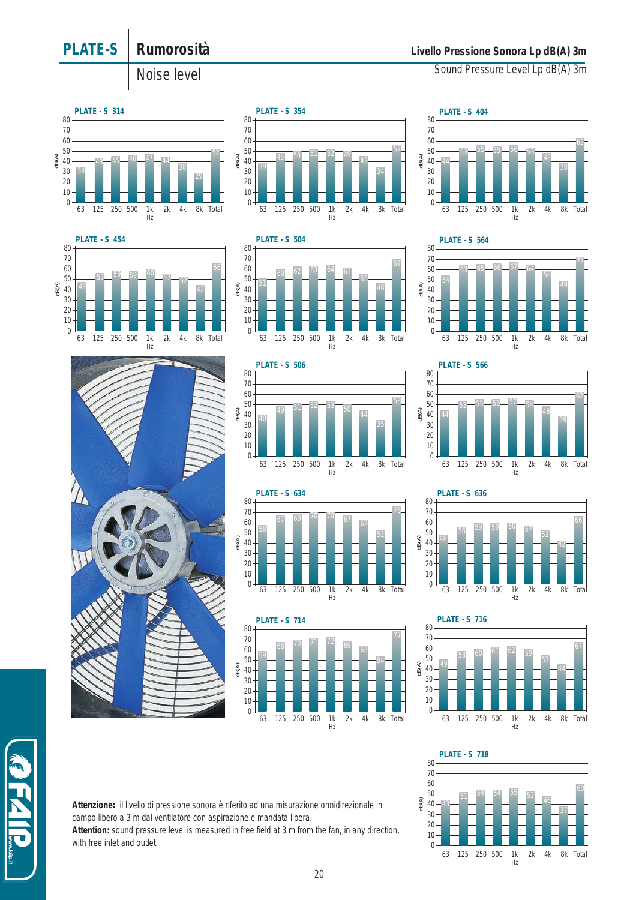# PLATE-S

## Rumorosità

Noise level

**Livello Pressione Sonora Lp dB(A) 3m**

Sound Pressure Level Lp dB(A) 3m

| Model | 63 | 125 | 250 | 500 | 1k | 2k | 4k | 8k | Total |
|---|---|---|---|---|---|---|---|---|---|
| PLATE - S 314 | 34 | 43 | 45 | 46 | 47 | 44 | 38 | 29 | 52 |
| PLATE - S 354 | 39 | 48 | 50 | 51 | 52 | 49 | 43 | 34 | 57 |
| PLATE - S 404 | 44 | 53 | 55 | 55 | 56 | 53 | 48 | 38 | 62 |
| PLATE - S 454 | 48 | 57 | 59 | 59 | 60 | 57 | 52 | 42 | 66 |
| PLATE - S 504 | 51 | 60 | 62 | 63 | 64 | 61 | 55 | 46 | 69 |
| PLATE - S 564 | 54 | 63 | 65 | 66 | 67 | 64 | 58 | 49 | 72 |
| PLATE - S 506 | 40 | 49 | 51 | 52 | 53 | 50 | 44 | 35 | 58 |
| PLATE - S 566 | 44 | 53 | 55 | 56 | 57 | 54 | 48 | 39 | 62 |
| PLATE - S 634 | 58 | 67 | 69 | 70 | 70 | 67 | 62 | 52 | 76 |
| PLATE - S 636 | 48 | 56 | 59 | 59 | 60 | 57 | 52 | 42 | 66 |
| PLATE - S 714 | 59 | 68 | 70 | 71 | 72 | 69 | 63 | 54 | 77 |
| PLATE - S 716 | 49 | 58 | 60 | 61 | 62 | 59 | 53 | 44 | 67 |
| PLATE - S 718 | 43 | 51 | 54 | 54 | 55 | 52 | 46 | 37 | 60 |

Values in dB(A); frequencies in Hz.

**Attenzione:** il livello di pressione sonora è riferito ad una misurazione onnidirezionale in campo libero a 3 m dal ventilatore con aspirazione e mandata libera.

**Attention:** sound pressure level is measured in free field at 3 m from the fan, in any direction, with free inlet and outlet.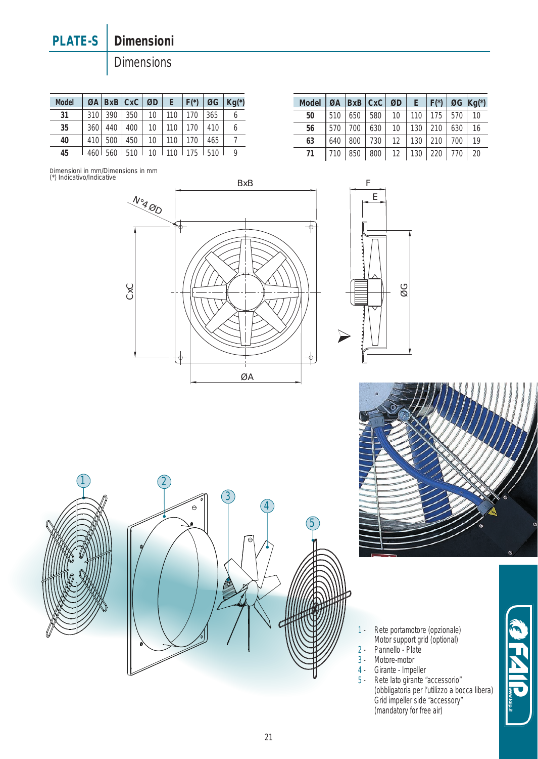# PLATE-S

## Dimensioni

Dimensions

| Model | ØA | BxB | CxC | ØD | E | F(*) | ØG | Kg(*) |
|---|---|---|---|---|---|---|---|---|
| **31** | 310 | 390 | 350 | 10 | 110 | 170 | 365 | 6 |
| **35** | 360 | 440 | 400 | 10 | 110 | 170 | 410 | 6 |
| **40** | 410 | 500 | 450 | 10 | 110 | 170 | 465 | 7 |
| **45** | 460 | 560 | 510 | 10 | 110 | 175 | 510 | 9 |

| Model | ØA | BxB | CxC | ØD | E | F(*) | ØG | Kg(*) |
|---|---|---|---|---|---|---|---|---|
| **50** | 510 | 650 | 580 | 10 | 110 | 175 | 570 | 10 |
| **56** | 570 | 700 | 630 | 10 | 130 | 210 | 630 | 16 |
| **63** | 640 | 800 | 730 | 12 | 130 | 210 | 700 | 19 |
| **71** | 710 | 850 | 800 | 12 | 130 | 220 | 770 | 20 |

Dimensioni in mm/Dimensions in mm
(*) Indicativo/Indicative

1 - Rete portamotore (opzionale)
Motor support grid (optional)
2 - Pannello - Plate
3 - Motore-motor
4 - Girante - Impeller
5 - Rete lato girante "accessorio"
(obbligatoria per l'utilizzo a bocca libera)
Grid impeller side "accessory"
(mandatory for free air)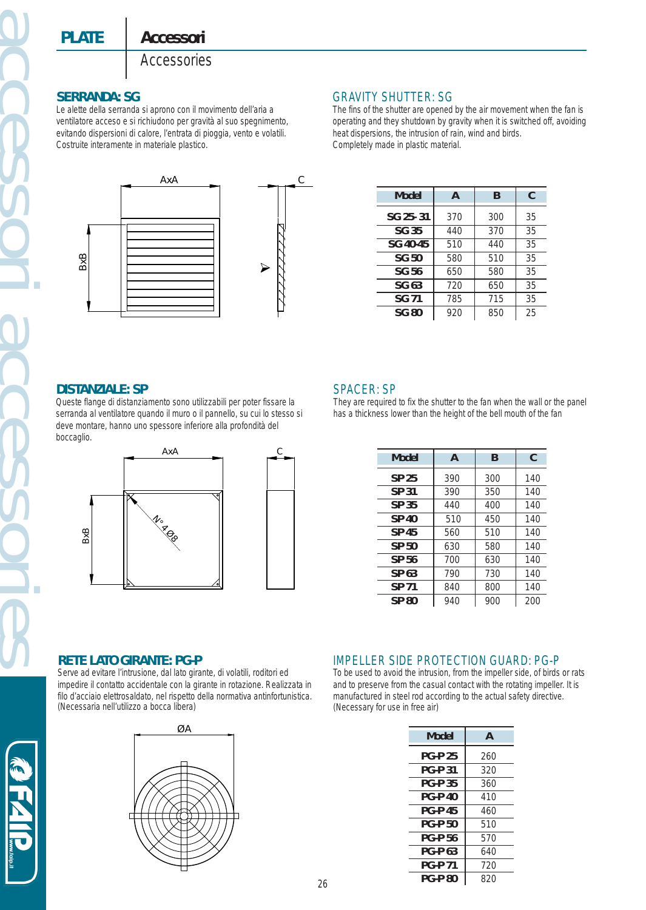# PLATE

## Accessori
Accessories

### SERRANDA: SG

Le alette della serranda si aprono con il movimento dell'aria a ventilatore acceso e si richiudono per gravità al suo spegnimento, evitando dispersioni di calore, l'entrata di pioggia, vento e volatili. Costruite interamente in materiale plastico.

### GRAVITY SHUTTER: SG

The fins of the shutter are opened by the air movement when the fan is operating and they shutdown by gravity when it is switched off, avoiding heat dispersions, the intrusion of rain, wind and birds. Completely made in plastic material.

AxA

C

BxB

| Model | A | B | C |
|---|---|---|---|
| SG 25-31 | 370 | 300 | 35 |
| SG 35 | 440 | 370 | 35 |
| SG 40-45 | 510 | 440 | 35 |
| SG 50 | 580 | 510 | 35 |
| SG 56 | 650 | 580 | 35 |
| SG 63 | 720 | 650 | 35 |
| SG 71 | 785 | 715 | 35 |
| SG 80 | 920 | 850 | 25 |

### DISTANZIALE: SP

Queste flange di distanziamento sono utilizzabili per poter fissare la serranda al ventilatore quando il muro o il pannello, su cui lo stesso si deve montare, hanno uno spessore inferiore alla profondità del boccaglio.

### SPACER: SP

They are required to fix the shutter to the fan when the wall or the panel has a thickness lower than the height of the bell mouth of the fan

AxA

C

BxB

N° 4 Ø8

| Model | A | B | C |
|---|---|---|---|
| SP 25 | 390 | 300 | 140 |
| SP 31 | 390 | 350 | 140 |
| SP 35 | 440 | 400 | 140 |
| SP 40 | 510 | 450 | 140 |
| SP 45 | 560 | 510 | 140 |
| SP 50 | 630 | 580 | 140 |
| SP 56 | 700 | 630 | 140 |
| SP 63 | 790 | 730 | 140 |
| SP 71 | 840 | 800 | 140 |
| SP 80 | 940 | 900 | 200 |

### RETE LATO GIRANTE: PG-P

Serve ad evitare l'intrusione, dal lato girante, di volatili, roditori ed impedire il contatto accidentale con la girante in rotazione. Realizzata in filo d'acciaio elettrosaldato, nel rispetto della normativa antinfortunistica. (Necessaria nell'utilizzo a bocca libera)

### IMPELLER SIDE PROTECTION GUARD: PG-P

To be used to avoid the intrusion, from the impeller side, of birds or rats and to preserve from the casual contact with the rotating impeller. It is manufactured in steel rod according to the actual safety directive. (Necessary for use in free air)

ØA

| Model | A |
|---|---|
| PG-P 25 | 260 |
| PG-P 31 | 320 |
| PG-P 35 | 360 |
| PG-P 40 | 410 |
| PG-P 45 | 460 |
| PG-P 50 | 510 |
| PG-P 56 | 570 |
| PG-P 63 | 640 |
| PG-P 71 | 720 |
| PG-P 80 | 820 |